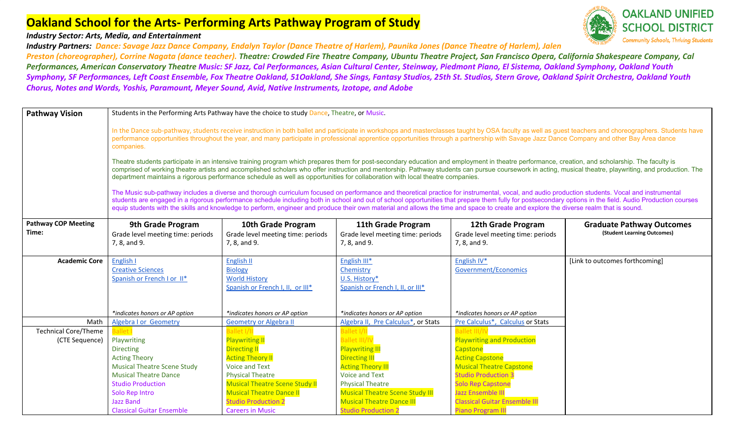# Oakland School for the Arts- Performing Arts Pathway Program of Study

***Industry Sector: Arts, Media, and Entertainment***

***Industry Partners:*** ***Dance: Savage Jazz Dance Company, Endalyn Taylor (Dance Theatre of Harlem), Paunika Jones (Dance Theatre of Harlem), Jalen Preston (choreographer), Corrine Nagata (dance teacher).*** ***Theatre: Crowded Fire Theatre Company, Ubuntu Theatre Project, San Francisco Opera, California Shakespeare Company, Cal Performances, American Conservatory Theatre*** ***Music: SF Jazz, Cal Performances, Asian Cultural Center, Steinway, Piedmont Piano, El Sistema, Oakland Symphony, Oakland Youth Symphony, SF Performances, Left Coast Ensemble, Fox Theatre Oakland, 51Oakland, She Sings, Fantasy Studios, 25th St. Studios, Stern Grove, Oakland Spirit Orchestra, Oakland Youth Chorus, Notes and Words, Yoshis, Paramount, Meyer Sound, Avid, Native Instruments, Izotope, and Adobe***

**OAKLAND UNIFIED SCHOOL DISTRICT**
Community Schools, Thriving Students

| **Pathway Vision** | Students in the Performing Arts Pathway have the choice to study Dance, Theatre, or Music.<br><br>In the Dance sub-pathway, students receive instruction in both ballet and participate in workshops and masterclasses taught by OSA faculty as well as guest teachers and choreographers. Students have performance opportunities throughout the year, and many participate in professional apprentice opportunities through a partnership with Savage Jazz Dance Company and other Bay Area dance companies.<br><br>Theatre students participate in an intensive training program which prepares them for post-secondary education and employment in theatre performance, creation, and scholarship. The faculty is comprised of working theatre artists and accomplished scholars who offer instruction and mentorship. Pathway students can pursue coursework in acting, musical theatre, playwriting, and production. The department maintains a rigorous performance schedule as well as opportunities for collaboration with local theatre companies.<br><br>The Music sub-pathway includes a diverse and thorough curriculum focused on performance and theoretical practice for instrumental, vocal, and audio production students. Vocal and instrumental students are engaged in a rigorous performance schedule including both in school and out of school opportunities that prepare them fully for postsecondary options in the field. Audio Production courses equip students with the skills and knowledge to perform, engineer and produce their own material and allows the time and space to create and explore the diverse realm that is sound. | | | | |
|---|---|---|---|---|---|
| **Pathway COP Meeting Time:** | **9th Grade Program**<br>Grade level meeting time: periods 7, 8, and 9. | **10th Grade Program**<br>Grade level meeting time: periods 7, 8, and 9. | **11th Grade Program**<br>Grade level meeting time: periods 7, 8, and 9. | **12th Grade Program**<br>Grade level meeting time: periods 7, 8, and 9. | **Graduate Pathway Outcomes**<br>**(Student Learning Outcomes)** |
| **Academic Core** | English I<br>Creative Sciences<br>Spanish or French I or II*<br><br>*\*indicates honors or AP option* | English II<br>Biology<br>World History<br>Spanish or French I, II, or III*<br><br>*\*indicates honors or AP option* | English III*<br>Chemistry<br>U.S. History*<br>Spanish or French I, II, or III*<br><br>*\*indicates honors or AP option* | English IV*<br>Government/Economics<br><br>*\*indicates honors or AP option* | [Link to outcomes forthcoming] |
| Math | Algebra I or Geometry | Geometry or Algebra II | Algebra II, Pre Calculus*, or Stats | Pre Calculus*, Calculus or Stats | |
| Technical Core/Theme (CTE Sequence) | Ballet I<br>Playwriting<br>Directing<br>Acting Theory<br>Musical Theatre Scene Study<br>Musical Theatre Dance<br>Studio Production<br>Solo Rep Intro<br>Jazz Band<br>Classical Guitar Ensemble | Ballet I/II<br>Playwriting II<br>Directing II<br>Acting Theory II<br>Voice and Text<br>Physical Theatre<br>Musical Theatre Scene Study II<br>Musical Theatre Dance II<br>Studio Production 2<br>Careers in Music | Ballet I/II<br>Ballet III/IV<br>Playwriting III<br>Directing III<br>Acting Theory III<br>Voice and Text<br>Physical Theatre<br>Musical Theatre Scene Study III<br>Musical Theatre Dance III<br>Studio Production 2 | Ballet III/IV<br>Playwriting and Production<br>Capstone<br>Acting Capstone<br>Musical Theatre Capstone<br>Studio Production 3<br>Solo Rep Capstone<br>Jazz Ensemble III<br>Classical Guitar Ensemble III<br>Piano Program III | |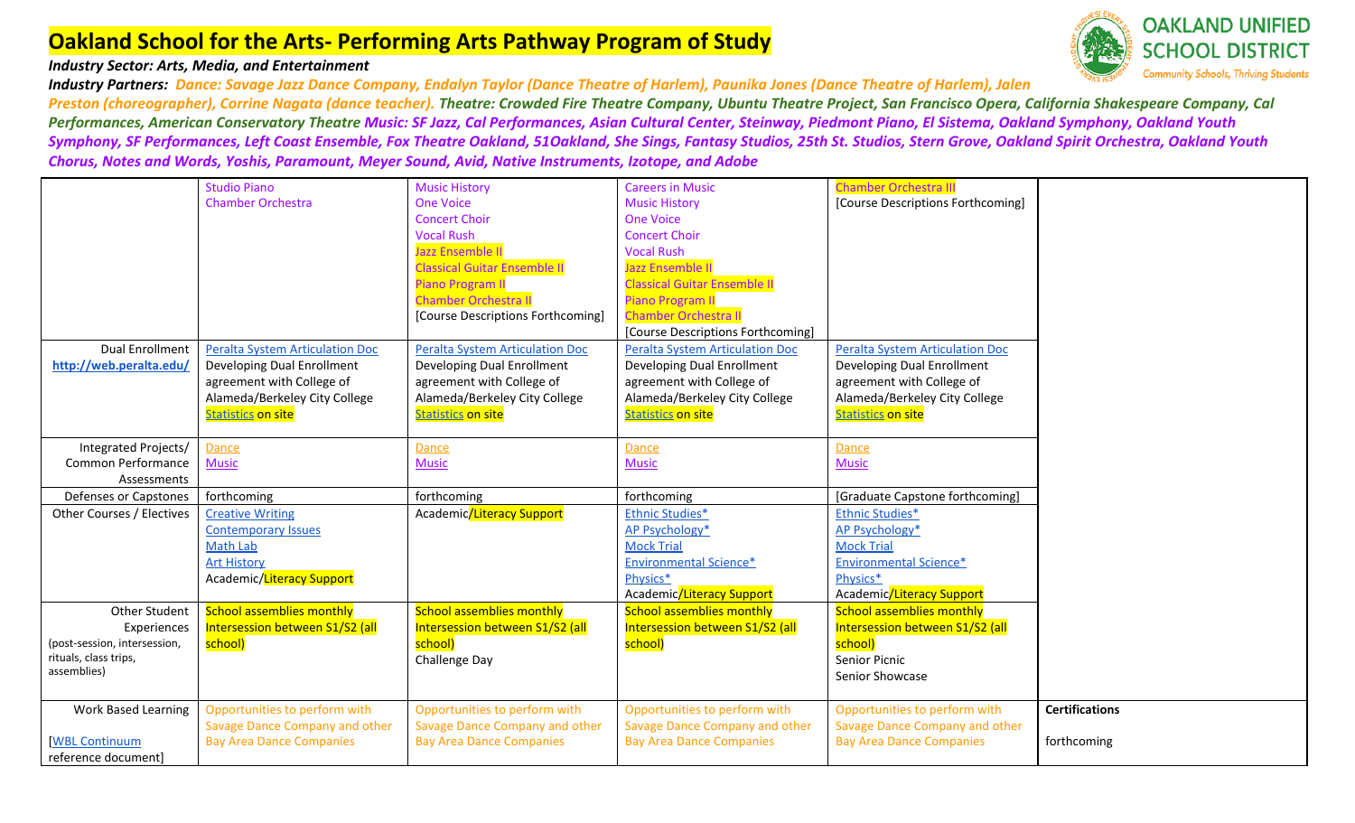# Oakland School for the Arts- Performing Arts Pathway Program of Study

***Industry Sector: Arts, Media, and Entertainment***

***Industry Partners: Dance: Savage Jazz Dance Company, Endalyn Taylor (Dance Theatre of Harlem), Paunika Jones (Dance Theatre of Harlem), Jalen Preston (choreographer), Corrine Nagata (dance teacher). Theatre: Crowded Fire Theatre Company, Ubuntu Theatre Project, San Francisco Opera, California Shakespeare Company, Cal Performances, American Conservatory Theatre Music: SF Jazz, Cal Performances, Asian Cultural Center, Steinway, Piedmont Piano, El Sistema, Oakland Symphony, Oakland Youth Symphony, SF Performances, Left Coast Ensemble, Fox Theatre Oakland, 51Oakland, She Sings, Fantasy Studios, 25th St. Studios, Stern Grove, Oakland Spirit Orchestra, Oakland Youth Chorus, Notes and Words, Yoshis, Paramount, Meyer Sound, Avid, Native Instruments, Izotope, and Adobe***

| | | | | | |
|---|---|---|---|---|---|
| | Studio Piano<br>Chamber Orchestra | Music History<br>One Voice<br>Concert Choir<br>Vocal Rush<br>Jazz Ensemble II<br>Classical Guitar Ensemble II<br>Piano Program II<br>Chamber Orchestra II<br>[Course Descriptions Forthcoming] | Careers in Music<br>Music History<br>One Voice<br>Concert Choir<br>Vocal Rush<br>Jazz Ensemble II<br>Classical Guitar Ensemble II<br>Piano Program II<br>Chamber Orchestra II<br>[Course Descriptions Forthcoming] | Chamber Orchestra III<br>[Course Descriptions Forthcoming] | |
| Dual Enrollment<br>http://web.peralta.edu/ | Peralta System Articulation Doc<br>Developing Dual Enrollment agreement with College of Alameda/Berkeley City College<br>Statistics on site | Peralta System Articulation Doc<br>Developing Dual Enrollment agreement with College of Alameda/Berkeley City College<br>Statistics on site | Peralta System Articulation Doc<br>Developing Dual Enrollment agreement with College of Alameda/Berkeley City College<br>Statistics on site | Peralta System Articulation Doc<br>Developing Dual Enrollment agreement with College of Alameda/Berkeley City College<br>Statistics on site | |
| Integrated Projects/ Common Performance Assessments | Dance<br>Music | Dance<br>Music | Dance<br>Music | Dance<br>Music | |
| Defenses or Capstones | forthcoming | forthcoming | forthcoming | [Graduate Capstone forthcoming] | |
| Other Courses / Electives | Creative Writing<br>Contemporary Issues<br>Math Lab<br>Art History<br>Academic/Literacy Support | Academic/Literacy Support | Ethnic Studies*<br>AP Psychology*<br>Mock Trial<br>Environmental Science*<br>Physics*<br>Academic/Literacy Support | Ethnic Studies*<br>AP Psychology*<br>Mock Trial<br>Environmental Science*<br>Physics*<br>Academic/Literacy Support | |
| Other Student Experiences (post-session, intersession, rituals, class trips, assemblies) | School assemblies monthly<br>Intersession between S1/S2 (all school) | School assemblies monthly<br>Intersession between S1/S2 (all school)<br>Challenge Day | School assemblies monthly<br>Intersession between S1/S2 (all school) | School assemblies monthly<br>Intersession between S1/S2 (all school)<br>Senior Picnic<br>Senior Showcase | |
| Work Based Learning<br><br>[WBL Continuum reference document] | Opportunities to perform with Savage Dance Company and other Bay Area Dance Companies | Opportunities to perform with Savage Dance Company and other Bay Area Dance Companies | Opportunities to perform with Savage Dance Company and other Bay Area Dance Companies | Opportunities to perform with Savage Dance Company and other Bay Area Dance Companies | **Certifications**<br><br>forthcoming |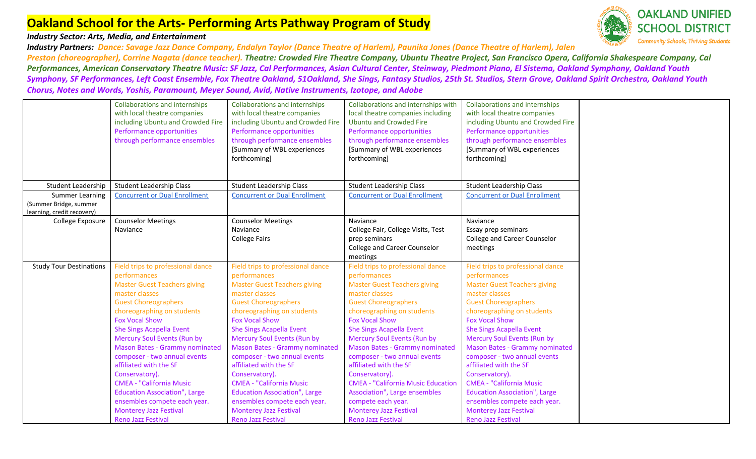# Oakland School for the Arts- Performing Arts Pathway Program of Study

OAKLAND UNIFIED SCHOOL DISTRICT
Community Schools, Thriving Students

***Industry Sector: Arts, Media, and Entertainment***

***Industry Partners:** Dance: Savage Jazz Dance Company, Endalyn Taylor (Dance Theatre of Harlem), Paunika Jones (Dance Theatre of Harlem), Jalen Preston (choreographer), Corrine Nagata (dance teacher). Theatre: Crowded Fire Theatre Company, Ubuntu Theatre Project, San Francisco Opera, California Shakespeare Company, Cal Performances, American Conservatory Theatre Music: SF Jazz, Cal Performances, Asian Cultural Center, Steinway, Piedmont Piano, El Sistema, Oakland Symphony, Oakland Youth Symphony, SF Performances, Left Coast Ensemble, Fox Theatre Oakland, 51Oakland, She Sings, Fantasy Studios, 25th St. Studios, Stern Grove, Oakland Spirit Orchestra, Oakland Youth Chorus, Notes and Words, Yoshis, Paramount, Meyer Sound, Avid, Native Instruments, Izotope, and Adobe*

| | | | | | |
|---|---|---|---|---|---|
| | Collaborations and internships with local theatre companies including Ubuntu and Crowded Fire<br>Performance opportunities through performance ensembles | Collaborations and internships with local theatre companies including Ubuntu and Crowded Fire<br>Performance opportunities through performance ensembles<br>[Summary of WBL experiences forthcoming] | Collaborations and internships with local theatre companies including Ubuntu and Crowded Fire<br>Performance opportunities through performance ensembles<br>[Summary of WBL experiences forthcoming] | Collaborations and internships with local theatre companies including Ubuntu and Crowded Fire<br>Performance opportunities through performance ensembles<br>[Summary of WBL experiences forthcoming] | |
| Student Leadership | Student Leadership Class | Student Leadership Class | Student Leadership Class | Student Leadership Class | |
| Summer Learning (Summer Bridge, summer learning, credit recovery) | Concurrent or Dual Enrollment | Concurrent or Dual Enrollment | Concurrent or Dual Enrollment | Concurrent or Dual Enrollment | |
| College Exposure | Counselor Meetings<br>Naviance | Counselor Meetings<br>Naviance<br>College Fairs | Naviance<br>College Fair, College Visits, Test prep seminars<br>College and Career Counselor meetings | Naviance<br>Essay prep seminars<br>College and Career Counselor meetings | |
| Study Tour Destinations | Field trips to professional dance performances<br>Master Guest Teachers giving master classes<br>Guest Choreographers choreographing on students<br>Fox Vocal Show<br>She Sings Acapella Event<br>Mercury Soul Events (Run by Mason Bates - Grammy nominated composer - two annual events affiliated with the SF Conservatory).<br>CMEA - "California Music Education Association", Large ensembles compete each year.<br>Monterey Jazz Festival<br>Reno Jazz Festival | Field trips to professional dance performances<br>Master Guest Teachers giving master classes<br>Guest Choreographers choreographing on students<br>Fox Vocal Show<br>She Sings Acapella Event<br>Mercury Soul Events (Run by Mason Bates - Grammy nominated composer - two annual events affiliated with the SF Conservatory).<br>CMEA - "California Music Education Association", Large ensembles compete each year.<br>Monterey Jazz Festival<br>Reno Jazz Festival | Field trips to professional dance performances<br>Master Guest Teachers giving master classes<br>Guest Choreographers choreographing on students<br>Fox Vocal Show<br>She Sings Acapella Event<br>Mercury Soul Events (Run by Mason Bates - Grammy nominated composer - two annual events affiliated with the SF Conservatory).<br>CMEA - "California Music Education Association", Large ensembles compete each year.<br>Monterey Jazz Festival<br>Reno Jazz Festival | Field trips to professional dance performances<br>Master Guest Teachers giving master classes<br>Guest Choreographers choreographing on students<br>Fox Vocal Show<br>She Sings Acapella Event<br>Mercury Soul Events (Run by Mason Bates - Grammy nominated composer - two annual events affiliated with the SF Conservatory).<br>CMEA - "California Music Education Association", Large ensembles compete each year.<br>Monterey Jazz Festival<br>Reno Jazz Festival | |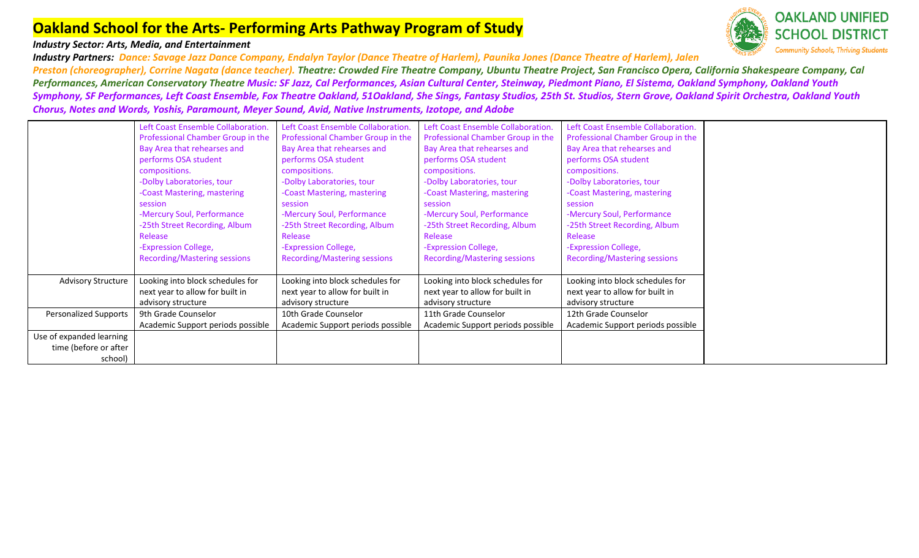## Oakland School for the Arts- Performing Arts Pathway Program of Study

***Industry Sector: Arts, Media, and Entertainment***

***Industry Partners:*** ***Dance: Savage Jazz Dance Company, Endalyn Taylor (Dance Theatre of Harlem), Paunika Jones (Dance Theatre of Harlem), Jalen Preston (choreographer), Corrine Nagata (dance teacher). Theatre: Crowded Fire Theatre Company, Ubuntu Theatre Project, San Francisco Opera, California Shakespeare Company, Cal Performances, American Conservatory Theatre Music: SF Jazz, Cal Performances, Asian Cultural Center, Steinway, Piedmont Piano, El Sistema, Oakland Symphony, Oakland Youth Symphony, SF Performances, Left Coast Ensemble, Fox Theatre Oakland, 51Oakland, She Sings, Fantasy Studios, 25th St. Studios, Stern Grove, Oakland Spirit Orchestra, Oakland Youth Chorus, Notes and Words, Yoshis, Paramount, Meyer Sound, Avid, Native Instruments, Izotope, and Adobe***

| | | | | | |
|---|---|---|---|---|---|
| | Left Coast Ensemble Collaboration. Professional Chamber Group in the Bay Area that rehearses and performs OSA student compositions.<br>-Dolby Laboratories, tour<br>-Coast Mastering, mastering session<br>-Mercury Soul, Performance<br>-25th Street Recording, Album Release<br>-Expression College, Recording/Mastering sessions | Left Coast Ensemble Collaboration. Professional Chamber Group in the Bay Area that rehearses and performs OSA student compositions.<br>-Dolby Laboratories, tour<br>-Coast Mastering, mastering session<br>-Mercury Soul, Performance<br>-25th Street Recording, Album Release<br>-Expression College, Recording/Mastering sessions | Left Coast Ensemble Collaboration. Professional Chamber Group in the Bay Area that rehearses and performs OSA student compositions.<br>-Dolby Laboratories, tour<br>-Coast Mastering, mastering session<br>-Mercury Soul, Performance<br>-25th Street Recording, Album Release<br>-Expression College, Recording/Mastering sessions | Left Coast Ensemble Collaboration. Professional Chamber Group in the Bay Area that rehearses and performs OSA student compositions.<br>-Dolby Laboratories, tour<br>-Coast Mastering, mastering session<br>-Mercury Soul, Performance<br>-25th Street Recording, Album Release<br>-Expression College, Recording/Mastering sessions | |
| Advisory Structure | Looking into block schedules for next year to allow for built in advisory structure | Looking into block schedules for next year to allow for built in advisory structure | Looking into block schedules for next year to allow for built in advisory structure | Looking into block schedules for next year to allow for built in advisory structure | |
| Personalized Supports | 9th Grade Counselor<br>Academic Support periods possible | 10th Grade Counselor<br>Academic Support periods possible | 11th Grade Counselor<br>Academic Support periods possible | 12th Grade Counselor<br>Academic Support periods possible | |
| Use of expanded learning time (before or after school) | | | | | |